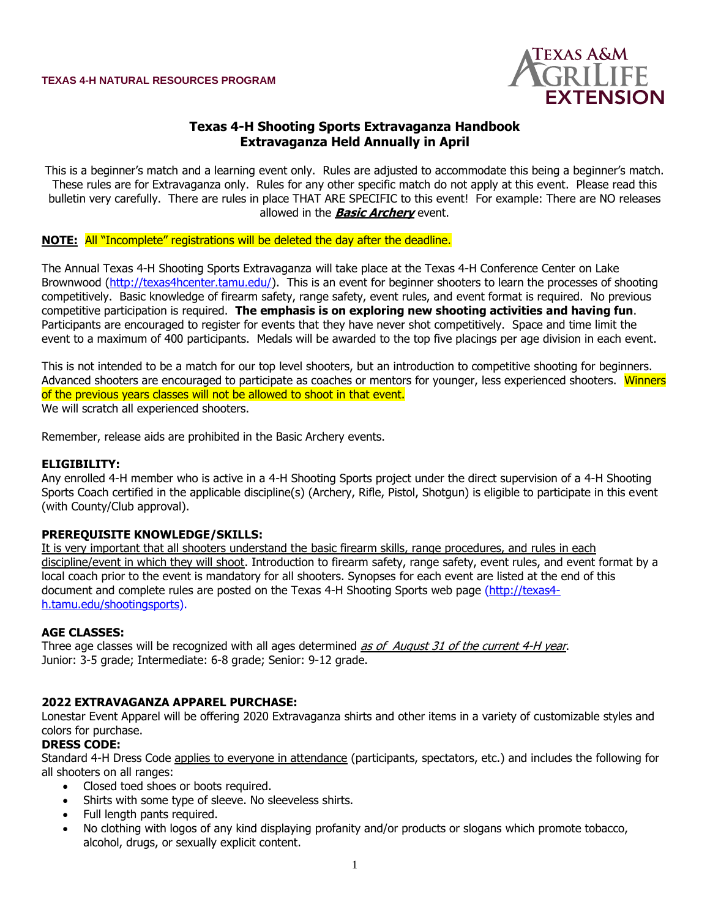**TEXAS 4-H NATURAL RESOURCES PROGRAM**

# Texas 4-H Shooting Sports Extravaganza Handbook
## Extravaganza Held Annually in April

This is a beginner's match and a learning event only. Rules are adjusted to accommodate this being a beginner's match. These rules are for Extravaganza only. Rules for any other specific match do not apply at this event. Please read this bulletin very carefully. There are rules in place THAT ARE SPECIFIC to this event! For example: There are NO releases allowed in the ***Basic Archery*** event.

**NOTE:** All "Incomplete" registrations will be deleted the day after the deadline.

The Annual Texas 4-H Shooting Sports Extravaganza will take place at the Texas 4-H Conference Center on Lake Brownwood (http://texas4hcenter.tamu.edu/). This is an event for beginner shooters to learn the processes of shooting competitively. Basic knowledge of firearm safety, range safety, event rules, and event format is required. No previous competitive participation is required. **The emphasis is on exploring new shooting activities and having fun**. Participants are encouraged to register for events that they have never shot competitively. Space and time limit the event to a maximum of 400 participants. Medals will be awarded to the top five placings per age division in each event.

This is not intended to be a match for our top level shooters, but an introduction to competitive shooting for beginners. Advanced shooters are encouraged to participate as coaches or mentors for younger, less experienced shooters. Winners of the previous years classes will not be allowed to shoot in that event.
We will scratch all experienced shooters.

Remember, release aids are prohibited in the Basic Archery events.

**ELIGIBILITY:**
Any enrolled 4-H member who is active in a 4-H Shooting Sports project under the direct supervision of a 4-H Shooting Sports Coach certified in the applicable discipline(s) (Archery, Rifle, Pistol, Shotgun) is eligible to participate in this event (with County/Club approval).

**PREREQUISITE KNOWLEDGE/SKILLS:**
It is very important that all shooters understand the basic firearm skills, range procedures, and rules in each discipline/event in which they will shoot. Introduction to firearm safety, range safety, event rules, and event format by a local coach prior to the event is mandatory for all shooters. Synopses for each event are listed at the end of this document and complete rules are posted on the Texas 4-H Shooting Sports web page (http://texas4-h.tamu.edu/shootingsports).

**AGE CLASSES:**
Three age classes will be recognized with all ages determined *as of August 31 of the current 4-H year*.
Junior: 3-5 grade; Intermediate: 6-8 grade; Senior: 9-12 grade.

**2022 EXTRAVAGANZA APPAREL PURCHASE:**
Lonestar Event Apparel will be offering 2020 Extravaganza shirts and other items in a variety of customizable styles and colors for purchase.

**DRESS CODE:**
Standard 4-H Dress Code applies to everyone in attendance (participants, spectators, etc.) and includes the following for all shooters on all ranges:

- Closed toed shoes or boots required.
- Shirts with some type of sleeve. No sleeveless shirts.
- Full length pants required.
- No clothing with logos of any kind displaying profanity and/or products or slogans which promote tobacco, alcohol, drugs, or sexually explicit content.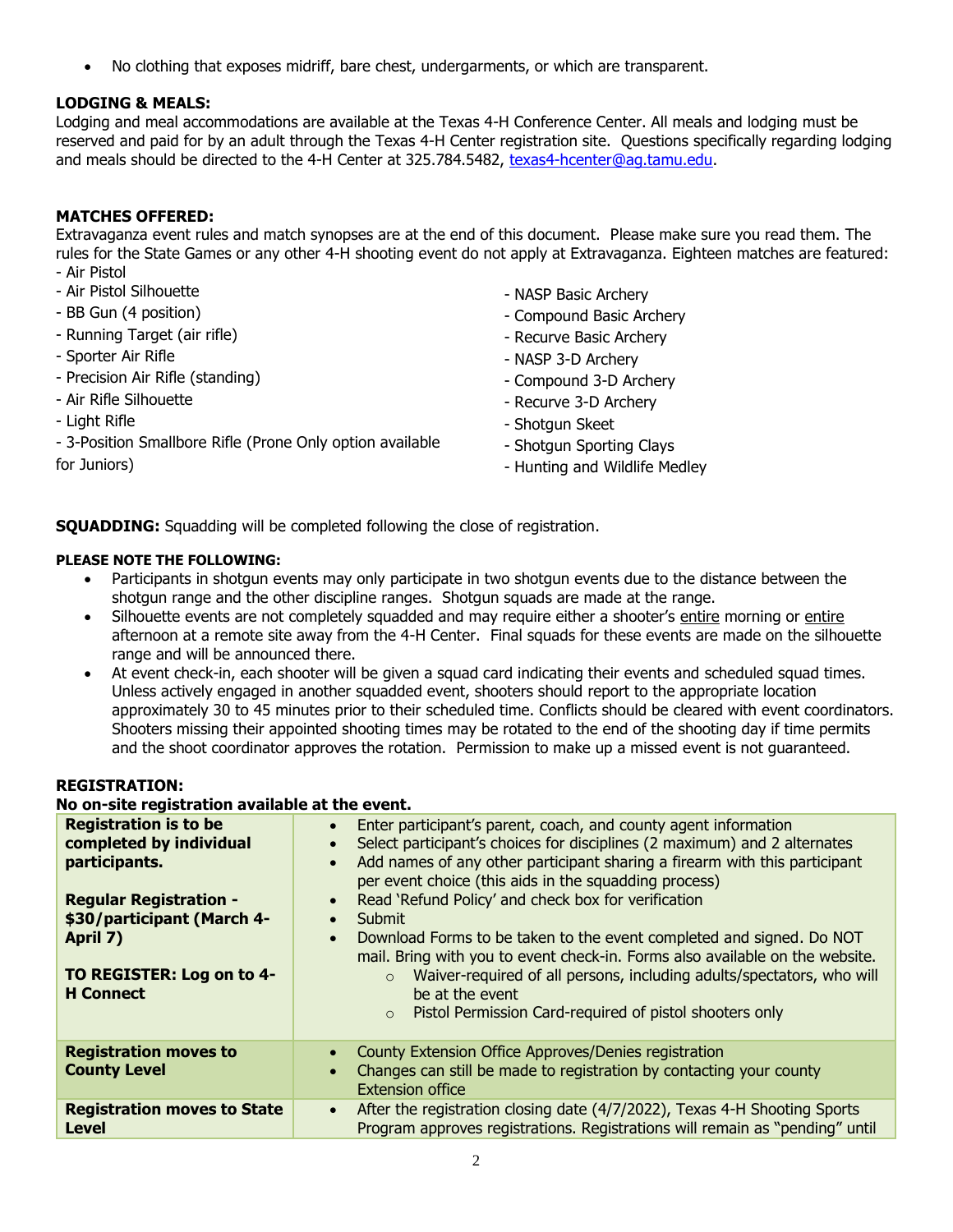- No clothing that exposes midriff, bare chest, undergarments, or which are transparent.

**LODGING & MEALS:**
Lodging and meal accommodations are available at the Texas 4-H Conference Center. All meals and lodging must be reserved and paid for by an adult through the Texas 4-H Center registration site. Questions specifically regarding lodging and meals should be directed to the 4-H Center at 325.784.5482, texas4-hcenter@ag.tamu.edu.

**MATCHES OFFERED:**
Extravaganza event rules and match synopses are at the end of this document. Please make sure you read them. The rules for the State Games or any other 4-H shooting event do not apply at Extravaganza. Eighteen matches are featured:

- Air Pistol
- Air Pistol Silhouette
- BB Gun (4 position)
- Running Target (air rifle)
- Sporter Air Rifle
- Precision Air Rifle (standing)
- Air Rifle Silhouette
- Light Rifle
- 3-Position Smallbore Rifle (Prone Only option available for Juniors)
- NASP Basic Archery
- Compound Basic Archery
- Recurve Basic Archery
- NASP 3-D Archery
- Compound 3-D Archery
- Recurve 3-D Archery
- Shotgun Skeet
- Shotgun Sporting Clays
- Hunting and Wildlife Medley

**SQUADDING:** Squadding will be completed following the close of registration.

**PLEASE NOTE THE FOLLOWING:**

- Participants in shotgun events may only participate in two shotgun events due to the distance between the shotgun range and the other discipline ranges. Shotgun squads are made at the range.
- Silhouette events are not completely squadded and may require either a shooter's entire morning or entire afternoon at a remote site away from the 4-H Center. Final squads for these events are made on the silhouette range and will be announced there.
- At event check-in, each shooter will be given a squad card indicating their events and scheduled squad times. Unless actively engaged in another squadded event, shooters should report to the appropriate location approximately 30 to 45 minutes prior to their scheduled time. Conflicts should be cleared with event coordinators. Shooters missing their appointed shooting times may be rotated to the end of the shooting day if time permits and the shoot coordinator approves the rotation. Permission to make up a missed event is not guaranteed.

**REGISTRATION:**
**No on-site registration available at the event.**

| | |
|---|---|
| **Registration is to be completed by individual participants.**<br><br>**Regular Registration - $30/participant (March 4-April 7)**<br><br>**TO REGISTER: Log on to 4-H Connect** | • Enter participant's parent, coach, and county agent information<br>• Select participant's choices for disciplines (2 maximum) and 2 alternates<br>• Add names of any other participant sharing a firearm with this participant per event choice (this aids in the squadding process)<br>• Read 'Refund Policy' and check box for verification<br>• Submit<br>• Download Forms to be taken to the event completed and signed. Do NOT mail. Bring with you to event check-in. Forms also available on the website.<br>  ○ Waiver-required of all persons, including adults/spectators, who will be at the event<br>  ○ Pistol Permission Card-required of pistol shooters only |
| **Registration moves to County Level** | • County Extension Office Approves/Denies registration<br>• Changes can still be made to registration by contacting your county Extension office |
| **Registration moves to State Level** | • After the registration closing date (4/7/2022), Texas 4-H Shooting Sports Program approves registrations. Registrations will remain as "pending" until |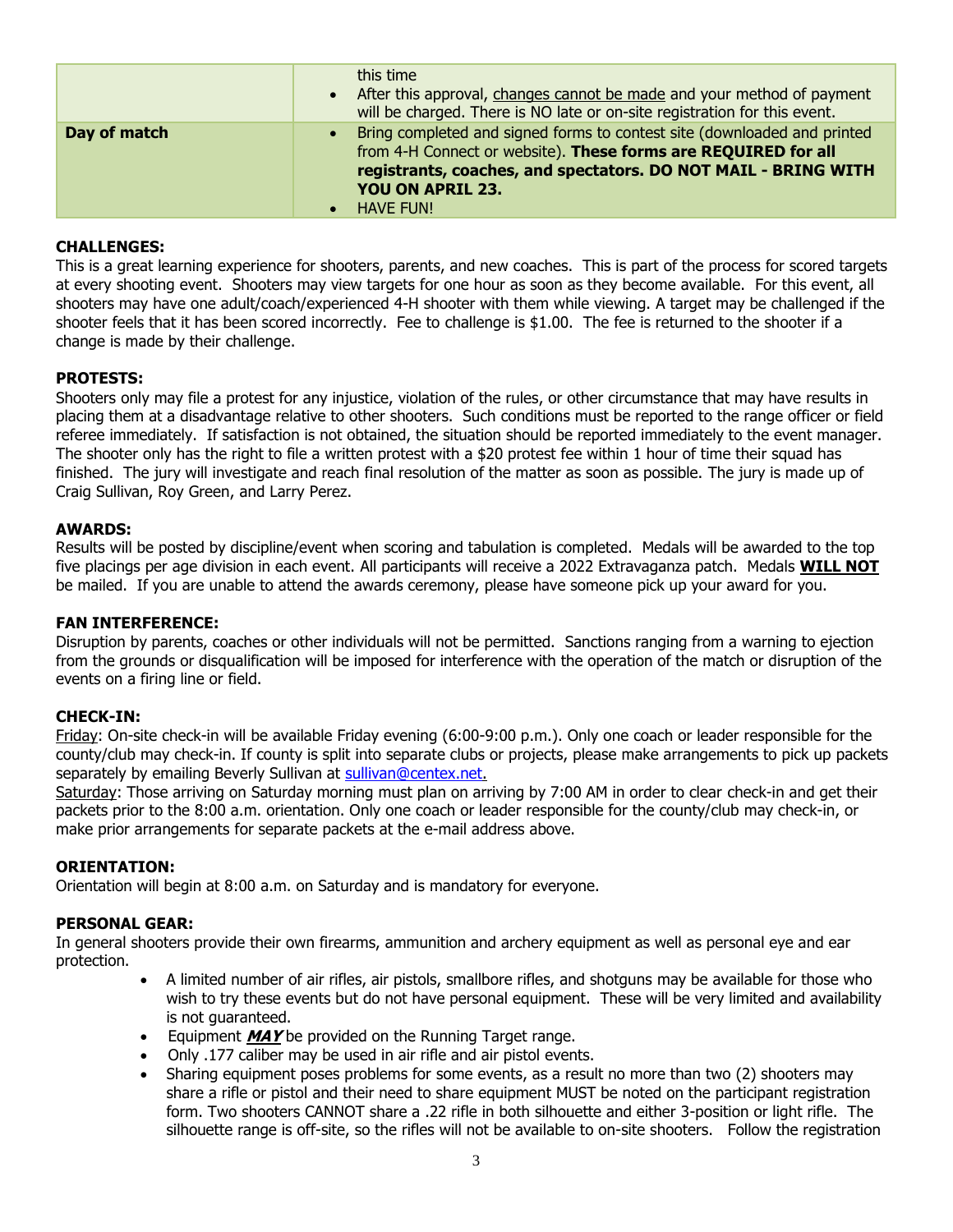| | |
|---|---|
| | this time<br>• After this approval, <u>changes cannot be made</u> and your method of payment will be charged. There is NO late or on-site registration for this event. |
| **Day of match** | • Bring completed and signed forms to contest site (downloaded and printed from 4-H Connect or website). **These forms are REQUIRED for all registrants, coaches, and spectators. DO NOT MAIL - BRING WITH YOU ON APRIL 23.**<br>• HAVE FUN! |

**CHALLENGES:**
This is a great learning experience for shooters, parents, and new coaches. This is part of the process for scored targets at every shooting event. Shooters may view targets for one hour as soon as they become available. For this event, all shooters may have one adult/coach/experienced 4-H shooter with them while viewing. A target may be challenged if the shooter feels that it has been scored incorrectly. Fee to challenge is $1.00. The fee is returned to the shooter if a change is made by their challenge.

**PROTESTS:**
Shooters only may file a protest for any injustice, violation of the rules, or other circumstance that may have results in placing them at a disadvantage relative to other shooters. Such conditions must be reported to the range officer or field referee immediately. If satisfaction is not obtained, the situation should be reported immediately to the event manager. The shooter only has the right to file a written protest with a $20 protest fee within 1 hour of time their squad has finished. The jury will investigate and reach final resolution of the matter as soon as possible. The jury is made up of Craig Sullivan, Roy Green, and Larry Perez.

**AWARDS:**
Results will be posted by discipline/event when scoring and tabulation is completed. Medals will be awarded to the top five placings per age division in each event. All participants will receive a 2022 Extravaganza patch. Medals **<u>WILL NOT</u>** be mailed. If you are unable to attend the awards ceremony, please have someone pick up your award for you.

**FAN INTERFERENCE:**
Disruption by parents, coaches or other individuals will not be permitted. Sanctions ranging from a warning to ejection from the grounds or disqualification will be imposed for interference with the operation of the match or disruption of the events on a firing line or field.

**CHECK-IN:**
<u>Friday</u>: On-site check-in will be available Friday evening (6:00-9:00 p.m.). Only one coach or leader responsible for the county/club may check-in. If county is split into separate clubs or projects, please make arrangements to pick up packets separately by emailing Beverly Sullivan at sullivan@centex.net.
<u>Saturday</u>: Those arriving on Saturday morning must plan on arriving by 7:00 AM in order to clear check-in and get their packets prior to the 8:00 a.m. orientation. Only one coach or leader responsible for the county/club may check-in, or make prior arrangements for separate packets at the e-mail address above.

**ORIENTATION:**
Orientation will begin at 8:00 a.m. on Saturday and is mandatory for everyone.

**PERSONAL GEAR:**
In general shooters provide their own firearms, ammunition and archery equipment as well as personal eye and ear protection.

- A limited number of air rifles, air pistols, smallbore rifles, and shotguns may be available for those who wish to try these events but do not have personal equipment. These will be very limited and availability is not guaranteed.
- Equipment ***<u>MAY</u>*** be provided on the Running Target range.
- Only .177 caliber may be used in air rifle and air pistol events.
- Sharing equipment poses problems for some events, as a result no more than two (2) shooters may share a rifle or pistol and their need to share equipment MUST be noted on the participant registration form. Two shooters CANNOT share a .22 rifle in both silhouette and either 3-position or light rifle. The silhouette range is off-site, so the rifles will not be available to on-site shooters. Follow the registration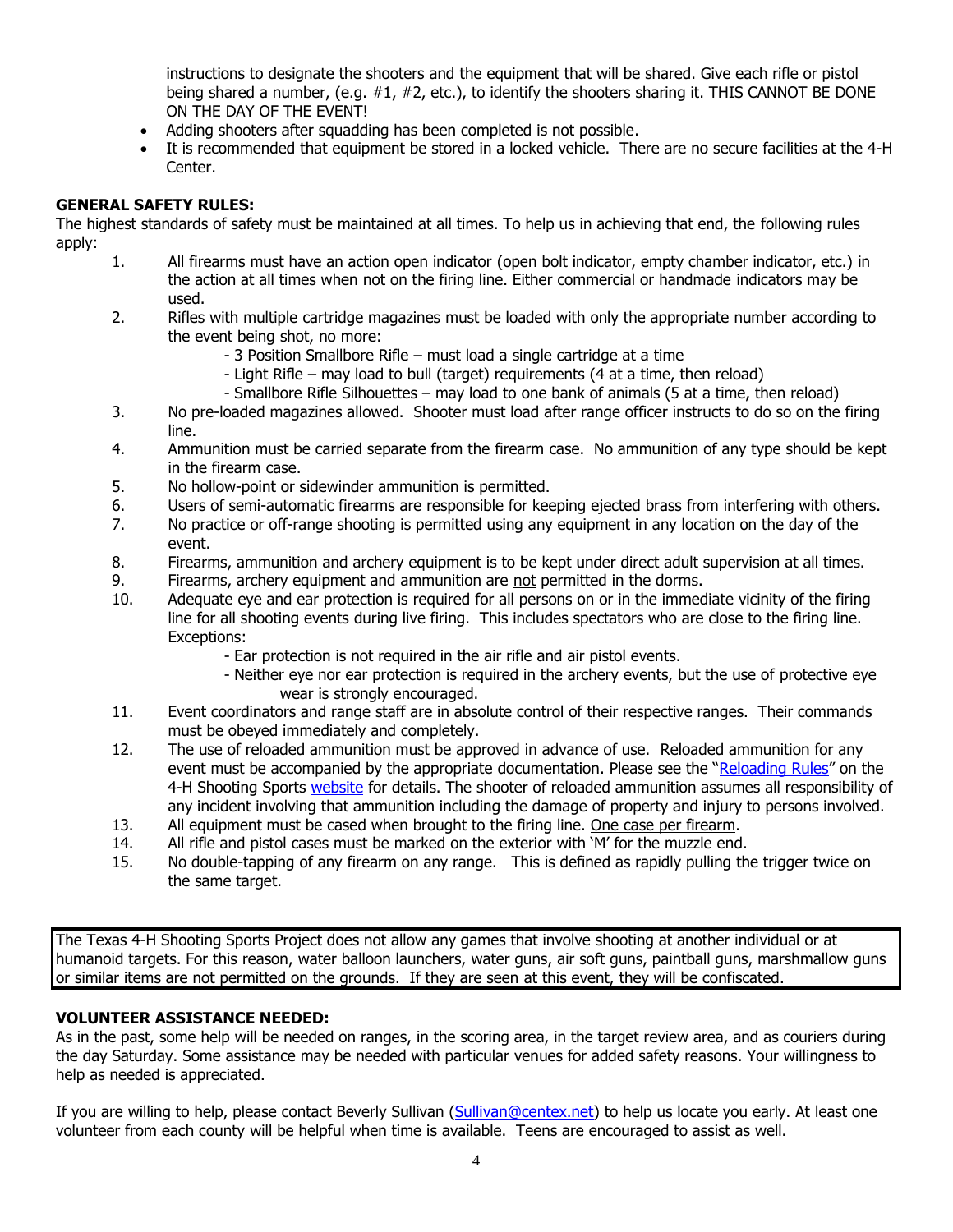instructions to designate the shooters and the equipment that will be shared. Give each rifle or pistol being shared a number, (e.g. #1, #2, etc.), to identify the shooters sharing it. THIS CANNOT BE DONE ON THE DAY OF THE EVENT!

- Adding shooters after squadding has been completed is not possible.
- It is recommended that equipment be stored in a locked vehicle. There are no secure facilities at the 4-H Center.

**GENERAL SAFETY RULES:**

The highest standards of safety must be maintained at all times. To help us in achieving that end, the following rules apply:

1. All firearms must have an action open indicator (open bolt indicator, empty chamber indicator, etc.) in the action at all times when not on the firing line. Either commercial or handmade indicators may be used.
2. Rifles with multiple cartridge magazines must be loaded with only the appropriate number according to the event being shot, no more:
   - 3 Position Smallbore Rifle – must load a single cartridge at a time
   - Light Rifle – may load to bull (target) requirements (4 at a time, then reload)
   - Smallbore Rifle Silhouettes – may load to one bank of animals (5 at a time, then reload)
3. No pre-loaded magazines allowed. Shooter must load after range officer instructs to do so on the firing line.
4. Ammunition must be carried separate from the firearm case. No ammunition of any type should be kept in the firearm case.
5. No hollow-point or sidewinder ammunition is permitted.
6. Users of semi-automatic firearms are responsible for keeping ejected brass from interfering with others.
7. No practice or off-range shooting is permitted using any equipment in any location on the day of the event.
8. Firearms, ammunition and archery equipment is to be kept under direct adult supervision at all times.
9. Firearms, archery equipment and ammunition are not permitted in the dorms.
10. Adequate eye and ear protection is required for all persons on or in the immediate vicinity of the firing line for all shooting events during live firing. This includes spectators who are close to the firing line. Exceptions:
    - Ear protection is not required in the air rifle and air pistol events.
    - Neither eye nor ear protection is required in the archery events, but the use of protective eye wear is strongly encouraged.
11. Event coordinators and range staff are in absolute control of their respective ranges. Their commands must be obeyed immediately and completely.
12. The use of reloaded ammunition must be approved in advance of use. Reloaded ammunition for any event must be accompanied by the appropriate documentation. Please see the "Reloading Rules" on the 4-H Shooting Sports website for details. The shooter of reloaded ammunition assumes all responsibility of any incident involving that ammunition including the damage of property and injury to persons involved.
13. All equipment must be cased when brought to the firing line. One case per firearm.
14. All rifle and pistol cases must be marked on the exterior with 'M' for the muzzle end.
15. No double-tapping of any firearm on any range. This is defined as rapidly pulling the trigger twice on the same target.

The Texas 4-H Shooting Sports Project does not allow any games that involve shooting at another individual or at humanoid targets. For this reason, water balloon launchers, water guns, air soft guns, paintball guns, marshmallow guns or similar items are not permitted on the grounds. If they are seen at this event, they will be confiscated.

**VOLUNTEER ASSISTANCE NEEDED:**

As in the past, some help will be needed on ranges, in the scoring area, in the target review area, and as couriers during the day Saturday. Some assistance may be needed with particular venues for added safety reasons. Your willingness to help as needed is appreciated.

If you are willing to help, please contact Beverly Sullivan (Sullivan@centex.net) to help us locate you early. At least one volunteer from each county will be helpful when time is available. Teens are encouraged to assist as well.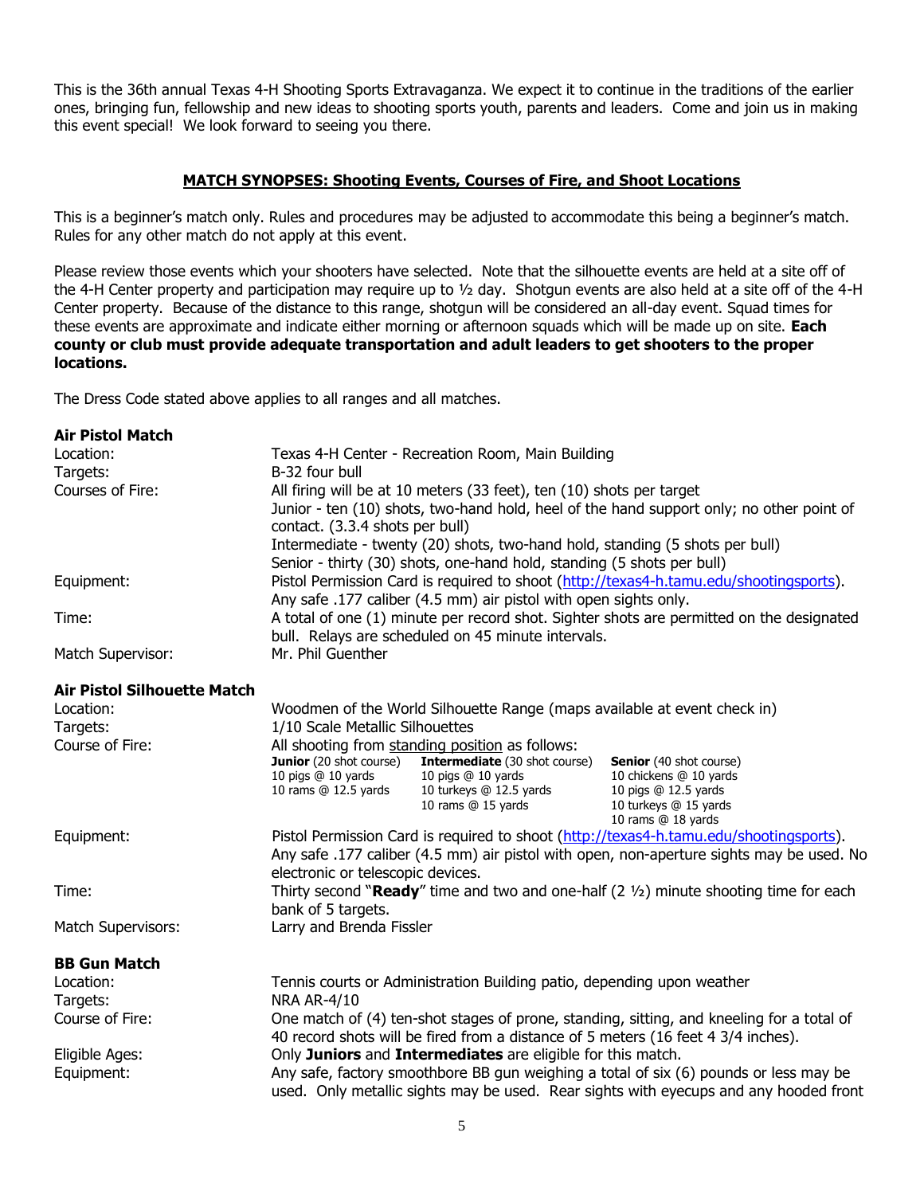This is the 36th annual Texas 4-H Shooting Sports Extravaganza. We expect it to continue in the traditions of the earlier ones, bringing fun, fellowship and new ideas to shooting sports youth, parents and leaders. Come and join us in making this event special! We look forward to seeing you there.

## MATCH SYNOPSES: Shooting Events, Courses of Fire, and Shoot Locations

This is a beginner's match only. Rules and procedures may be adjusted to accommodate this being a beginner's match. Rules for any other match do not apply at this event.

Please review those events which your shooters have selected. Note that the silhouette events are held at a site off of the 4-H Center property and participation may require up to ½ day. Shotgun events are also held at a site off of the 4-H Center property. Because of the distance to this range, shotgun will be considered an all-day event. Squad times for these events are approximate and indicate either morning or afternoon squads which will be made up on site. **Each county or club must provide adequate transportation and adult leaders to get shooters to the proper locations.**

The Dress Code stated above applies to all ranges and all matches.

### Air Pistol Match

Location: Texas 4-H Center - Recreation Room, Main Building

Targets: B-32 four bull

Courses of Fire: All firing will be at 10 meters (33 feet), ten (10) shots per target
Junior - ten (10) shots, two-hand hold, heel of the hand support only; no other point of contact. (3.3.4 shots per bull)
Intermediate - twenty (20) shots, two-hand hold, standing (5 shots per bull)
Senior - thirty (30) shots, one-hand hold, standing (5 shots per bull)

Equipment: Pistol Permission Card is required to shoot (http://texas4-h.tamu.edu/shootingsports). Any safe .177 caliber (4.5 mm) air pistol with open sights only.

Time: A total of one (1) minute per record shot. Sighter shots are permitted on the designated bull. Relays are scheduled on 45 minute intervals.

Match Supervisor: Mr. Phil Guenther

### Air Pistol Silhouette Match

Location: Woodmen of the World Silhouette Range (maps available at event check in)

Targets: 1/10 Scale Metallic Silhouettes

Course of Fire: All shooting from standing position as follows:

| **Junior** (20 shot course) | **Intermediate** (30 shot course) | **Senior** (40 shot course) |
|---|---|---|
| 10 pigs @ 10 yards | 10 pigs @ 10 yards | 10 chickens @ 10 yards |
| 10 rams @ 12.5 yards | 10 turkeys @ 12.5 yards | 10 pigs @ 12.5 yards |
| | 10 rams @ 15 yards | 10 turkeys @ 15 yards |
| | | 10 rams @ 18 yards |

Equipment: Pistol Permission Card is required to shoot (http://texas4-h.tamu.edu/shootingsports). Any safe .177 caliber (4.5 mm) air pistol with open, non-aperture sights may be used. No electronic or telescopic devices.

Time: Thirty second "**Ready**" time and two and one-half (2 ½) minute shooting time for each bank of 5 targets.

Match Supervisors: Larry and Brenda Fissler

### BB Gun Match

Location: Tennis courts or Administration Building patio, depending upon weather

Targets: NRA AR-4/10

Course of Fire: One match of (4) ten-shot stages of prone, standing, sitting, and kneeling for a total of 40 record shots will be fired from a distance of 5 meters (16 feet 4 3/4 inches).

Eligible Ages: Only **Juniors** and **Intermediates** are eligible for this match.

Equipment: Any safe, factory smoothbore BB gun weighing a total of six (6) pounds or less may be used. Only metallic sights may be used. Rear sights with eyecups and any hooded front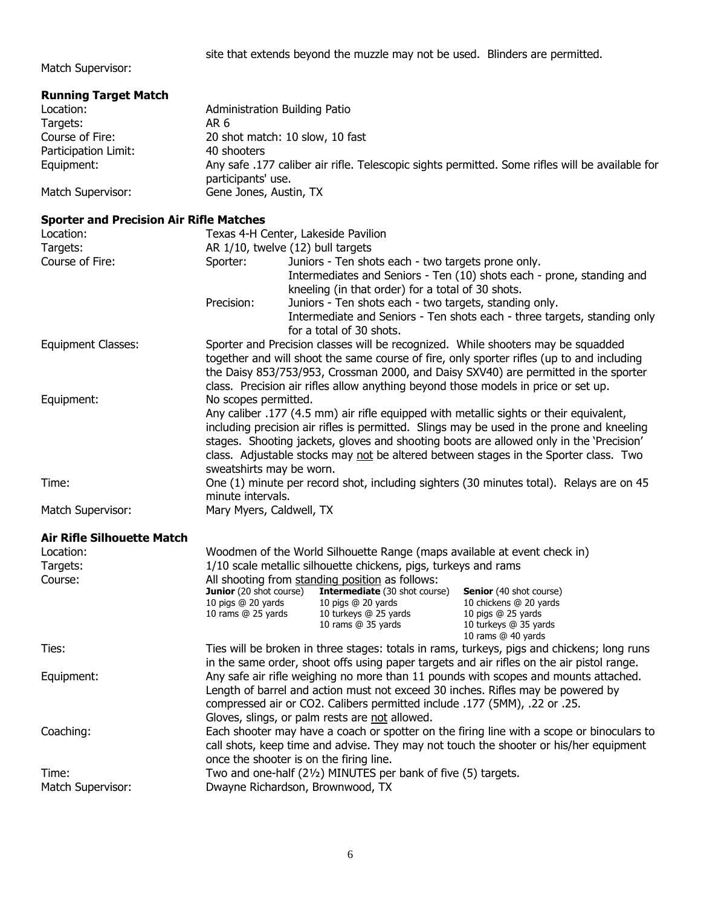site that extends beyond the muzzle may not be used. Blinders are permitted.

Match Supervisor:

**Running Target Match**

| | |
|---|---|
| Location: | Administration Building Patio |
| Targets: | AR 6 |
| Course of Fire: | 20 shot match: 10 slow, 10 fast |
| Participation Limit: | 40 shooters |
| Equipment: | Any safe .177 caliber air rifle. Telescopic sights permitted. Some rifles will be available for participants' use. |
| Match Supervisor: | Gene Jones, Austin, TX |

**Sporter and Precision Air Rifle Matches**

| | |
|---|---|
| Location: | Texas 4-H Center, Lakeside Pavilion |
| Targets: | AR 1/10, twelve (12) bull targets |
| Course of Fire: | Sporter: Juniors - Ten shots each - two targets prone only. Intermediates and Seniors - Ten (10) shots each - prone, standing and kneeling (in that order) for a total of 30 shots.<br>Precision: Juniors - Ten shots each - two targets, standing only. Intermediate and Seniors - Ten shots each - three targets, standing only for a total of 30 shots. |
| Equipment Classes: | Sporter and Precision classes will be recognized. While shooters may be squadded together and will shoot the same course of fire, only sporter rifles (up to and including the Daisy 853/753/953, Crossman 2000, and Daisy SXV40) are permitted in the sporter class. Precision air rifles allow anything beyond those models in price or set up. |
| Equipment: | No scopes permitted.<br>Any caliber .177 (4.5 mm) air rifle equipped with metallic sights or their equivalent, including precision air rifles is permitted. Slings may be used in the prone and kneeling stages. Shooting jackets, gloves and shooting boots are allowed only in the 'Precision' class. Adjustable stocks may <u>not</u> be altered between stages in the Sporter class. Two sweatshirts may be worn. |
| Time: | One (1) minute per record shot, including sighters (30 minutes total). Relays are on 45 minute intervals. |
| Match Supervisor: | Mary Myers, Caldwell, TX |

**Air Rifle Silhouette Match**

| | |
|---|---|
| Location: | Woodmen of the World Silhouette Range (maps available at event check in) |
| Targets: | 1/10 scale metallic silhouette chickens, pigs, turkeys and rams |
| Course: | All shooting from <u>standing position</u> as follows: |

| **Junior** (20 shot course) | **Intermediate** (30 shot course) | **Senior** (40 shot course) |
|---|---|---|
| 10 pigs @ 20 yards | 10 pigs @ 20 yards | 10 chickens @ 20 yards |
| 10 rams @ 25 yards | 10 turkeys @ 25 yards | 10 pigs @ 25 yards |
| | 10 rams @ 35 yards | 10 turkeys @ 35 yards |
| | | 10 rams @ 40 yards |

| | |
|---|---|
| Ties: | Ties will be broken in three stages: totals in rams, turkeys, pigs and chickens; long runs in the same order, shoot offs using paper targets and air rifles on the air pistol range. |
| Equipment: | Any safe air rifle weighing no more than 11 pounds with scopes and mounts attached. Length of barrel and action must not exceed 30 inches. Rifles may be powered by compressed air or CO2. Calibers permitted include .177 (5MM), .22 or .25.<br>Gloves, slings, or palm rests are <u>not</u> allowed. |
| Coaching: | Each shooter may have a coach or spotter on the firing line with a scope or binoculars to call shots, keep time and advise. They may not touch the shooter or his/her equipment once the shooter is on the firing line. |
| Time: | Two and one-half (2½) MINUTES per bank of five (5) targets. |
| Match Supervisor: | Dwayne Richardson, Brownwood, TX |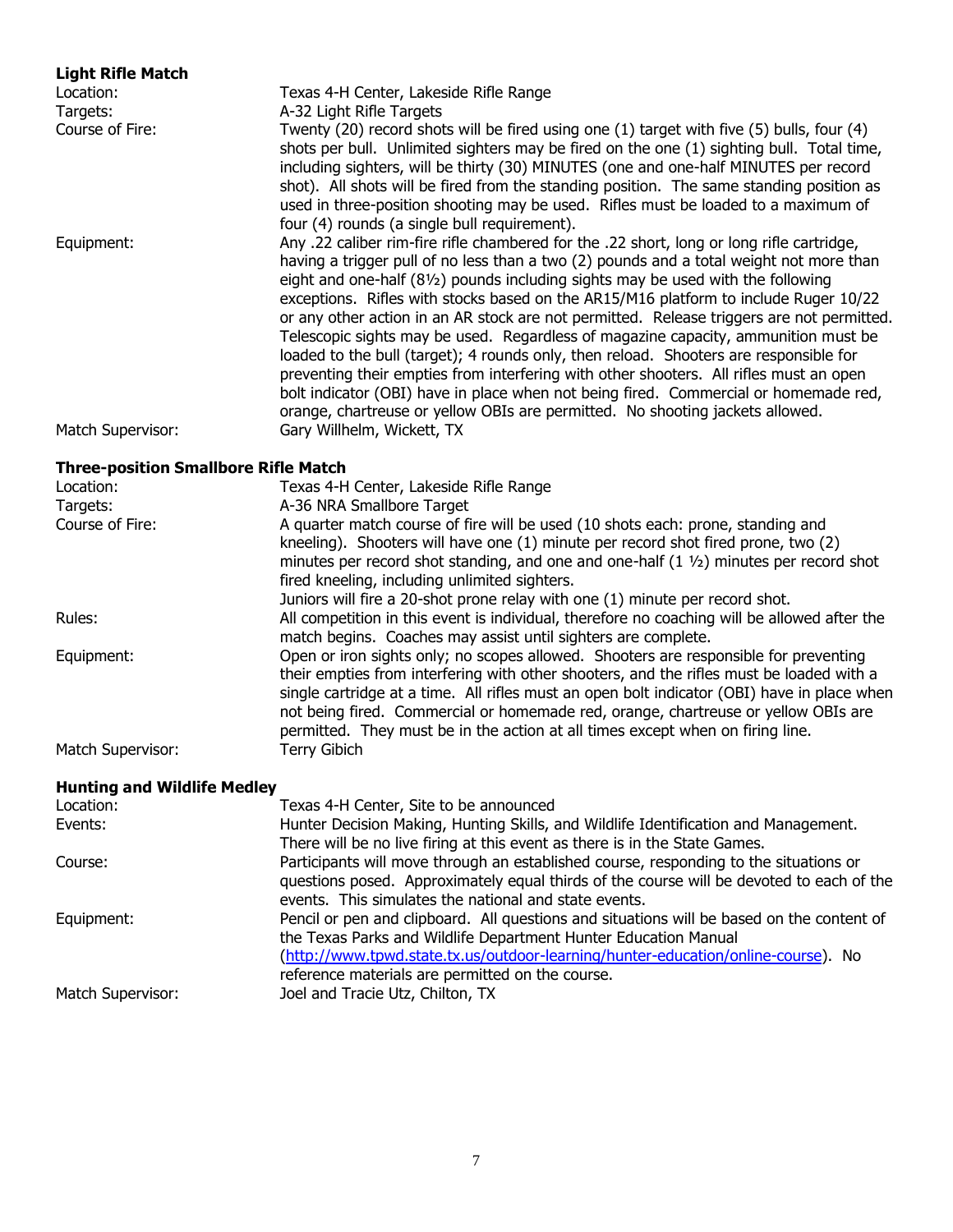### Light Rifle Match

| | |
|---|---|
| Location: | Texas 4-H Center, Lakeside Rifle Range |
| Targets: | A-32 Light Rifle Targets |
| Course of Fire: | Twenty (20) record shots will be fired using one (1) target with five (5) bulls, four (4) shots per bull. Unlimited sighters may be fired on the one (1) sighting bull. Total time, including sighters, will be thirty (30) MINUTES (one and one-half MINUTES per record shot). All shots will be fired from the standing position. The same standing position as used in three-position shooting may be used. Rifles must be loaded to a maximum of four (4) rounds (a single bull requirement). |
| Equipment: | Any .22 caliber rim-fire rifle chambered for the .22 short, long or long rifle cartridge, having a trigger pull of no less than a two (2) pounds and a total weight not more than eight and one-half (8½) pounds including sights may be used with the following exceptions. Rifles with stocks based on the AR15/M16 platform to include Ruger 10/22 or any other action in an AR stock are not permitted. Release triggers are not permitted. Telescopic sights may be used. Regardless of magazine capacity, ammunition must be loaded to the bull (target); 4 rounds only, then reload. Shooters are responsible for preventing their empties from interfering with other shooters. All rifles must an open bolt indicator (OBI) have in place when not being fired. Commercial or homemade red, orange, chartreuse or yellow OBIs are permitted. No shooting jackets allowed. |
| Match Supervisor: | Gary Willhelm, Wickett, TX |

### Three-position Smallbore Rifle Match

| | |
|---|---|
| Location: | Texas 4-H Center, Lakeside Rifle Range |
| Targets: | A-36 NRA Smallbore Target |
| Course of Fire: | A quarter match course of fire will be used (10 shots each: prone, standing and kneeling). Shooters will have one (1) minute per record shot fired prone, two (2) minutes per record shot standing, and one and one-half (1 ½) minutes per record shot fired kneeling, including unlimited sighters.<br>Juniors will fire a 20-shot prone relay with one (1) minute per record shot. |
| Rules: | All competition in this event is individual, therefore no coaching will be allowed after the match begins. Coaches may assist until sighters are complete. |
| Equipment: | Open or iron sights only; no scopes allowed. Shooters are responsible for preventing their empties from interfering with other shooters, and the rifles must be loaded with a single cartridge at a time. All rifles must an open bolt indicator (OBI) have in place when not being fired. Commercial or homemade red, orange, chartreuse or yellow OBIs are permitted. They must be in the action at all times except when on firing line. |
| Match Supervisor: | Terry Gibich |

### Hunting and Wildlife Medley

| | |
|---|---|
| Location: | Texas 4-H Center, Site to be announced |
| Events: | Hunter Decision Making, Hunting Skills, and Wildlife Identification and Management. There will be no live firing at this event as there is in the State Games. |
| Course: | Participants will move through an established course, responding to the situations or questions posed. Approximately equal thirds of the course will be devoted to each of the events. This simulates the national and state events. |
| Equipment: | Pencil or pen and clipboard. All questions and situations will be based on the content of the Texas Parks and Wildlife Department Hunter Education Manual (http://www.tpwd.state.tx.us/outdoor-learning/hunter-education/online-course). No reference materials are permitted on the course. |
| Match Supervisor: | Joel and Tracie Utz, Chilton, TX |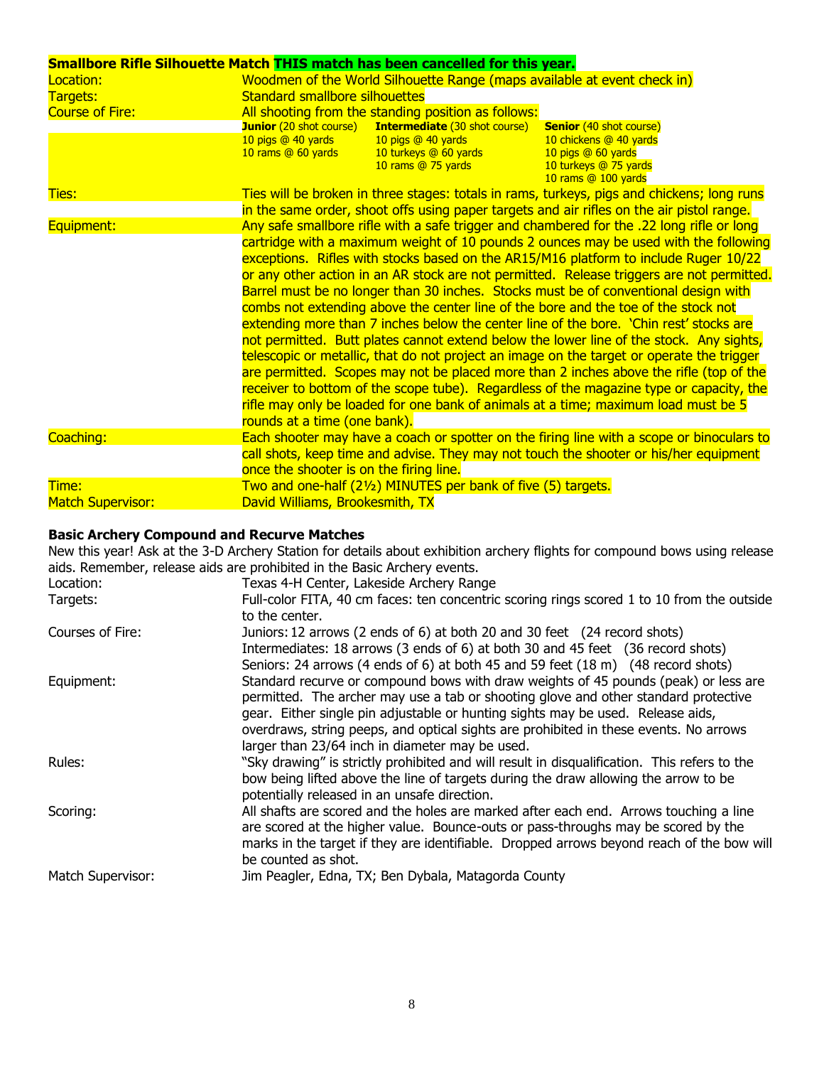**Smallbore Rifle Silhouette Match THIS match has been cancelled for this year.**

| | |
|---|---|
| Location: | Woodmen of the World Silhouette Range (maps available at event check in) |
| Targets: | Standard smallbore silhouettes |
| Course of Fire: | All shooting from the standing position as follows: |

| **Junior** (20 shot course) | **Intermediate** (30 shot course) | **Senior** (40 shot course) |
|---|---|---|
| 10 pigs @ 40 yards | 10 pigs @ 40 yards | 10 chickens @ 40 yards |
| 10 rams @ 60 yards | 10 turkeys @ 60 yards | 10 pigs @ 60 yards |
| | 10 rams @ 75 yards | 10 turkeys @ 75 yards |
| | | 10 rams @ 100 yards |

| | |
|---|---|
| Ties: | Ties will be broken in three stages: totals in rams, turkeys, pigs and chickens; long runs in the same order, shoot offs using paper targets and air rifles on the air pistol range. |
| Equipment: | Any safe smallbore rifle with a safe trigger and chambered for the .22 long rifle or long cartridge with a maximum weight of 10 pounds 2 ounces may be used with the following exceptions. Rifles with stocks based on the AR15/M16 platform to include Ruger 10/22 or any other action in an AR stock are not permitted. Release triggers are not permitted. Barrel must be no longer than 30 inches. Stocks must be of conventional design with combs not extending above the center line of the bore and the toe of the stock not extending more than 7 inches below the center line of the bore. 'Chin rest' stocks are not permitted. Butt plates cannot extend below the lower line of the stock. Any sights, telescopic or metallic, that do not project an image on the target or operate the trigger are permitted. Scopes may not be placed more than 2 inches above the rifle (top of the receiver to bottom of the scope tube). Regardless of the magazine type or capacity, the rifle may only be loaded for one bank of animals at a time; maximum load must be 5 rounds at a time (one bank). |
| Coaching: | Each shooter may have a coach or spotter on the firing line with a scope or binoculars to call shots, keep time and advise. They may not touch the shooter or his/her equipment once the shooter is on the firing line. |
| Time: | Two and one-half (2½) MINUTES per bank of five (5) targets. |
| Match Supervisor: | David Williams, Brookesmith, TX |

**Basic Archery Compound and Recurve Matches**

New this year! Ask at the 3-D Archery Station for details about exhibition archery flights for compound bows using release aids. Remember, release aids are prohibited in the Basic Archery events.

| | |
|---|---|
| Location: | Texas 4-H Center, Lakeside Archery Range |
| Targets: | Full-color FITA, 40 cm faces: ten concentric scoring rings scored 1 to 10 from the outside to the center. |
| Courses of Fire: | Juniors: 12 arrows (2 ends of 6) at both 20 and 30 feet (24 record shots)<br>Intermediates: 18 arrows (3 ends of 6) at both 30 and 45 feet (36 record shots)<br>Seniors: 24 arrows (4 ends of 6) at both 45 and 59 feet (18 m) (48 record shots) |
| Equipment: | Standard recurve or compound bows with draw weights of 45 pounds (peak) or less are permitted. The archer may use a tab or shooting glove and other standard protective gear. Either single pin adjustable or hunting sights may be used. Release aids, overdraws, string peeps, and optical sights are prohibited in these events. No arrows larger than 23/64 inch in diameter may be used. |
| Rules: | "Sky drawing" is strictly prohibited and will result in disqualification. This refers to the bow being lifted above the line of targets during the draw allowing the arrow to be potentially released in an unsafe direction. |
| Scoring: | All shafts are scored and the holes are marked after each end. Arrows touching a line are scored at the higher value. Bounce-outs or pass-throughs may be scored by the marks in the target if they are identifiable. Dropped arrows beyond reach of the bow will be counted as shot. |
| Match Supervisor: | Jim Peagler, Edna, TX; Ben Dybala, Matagorda County |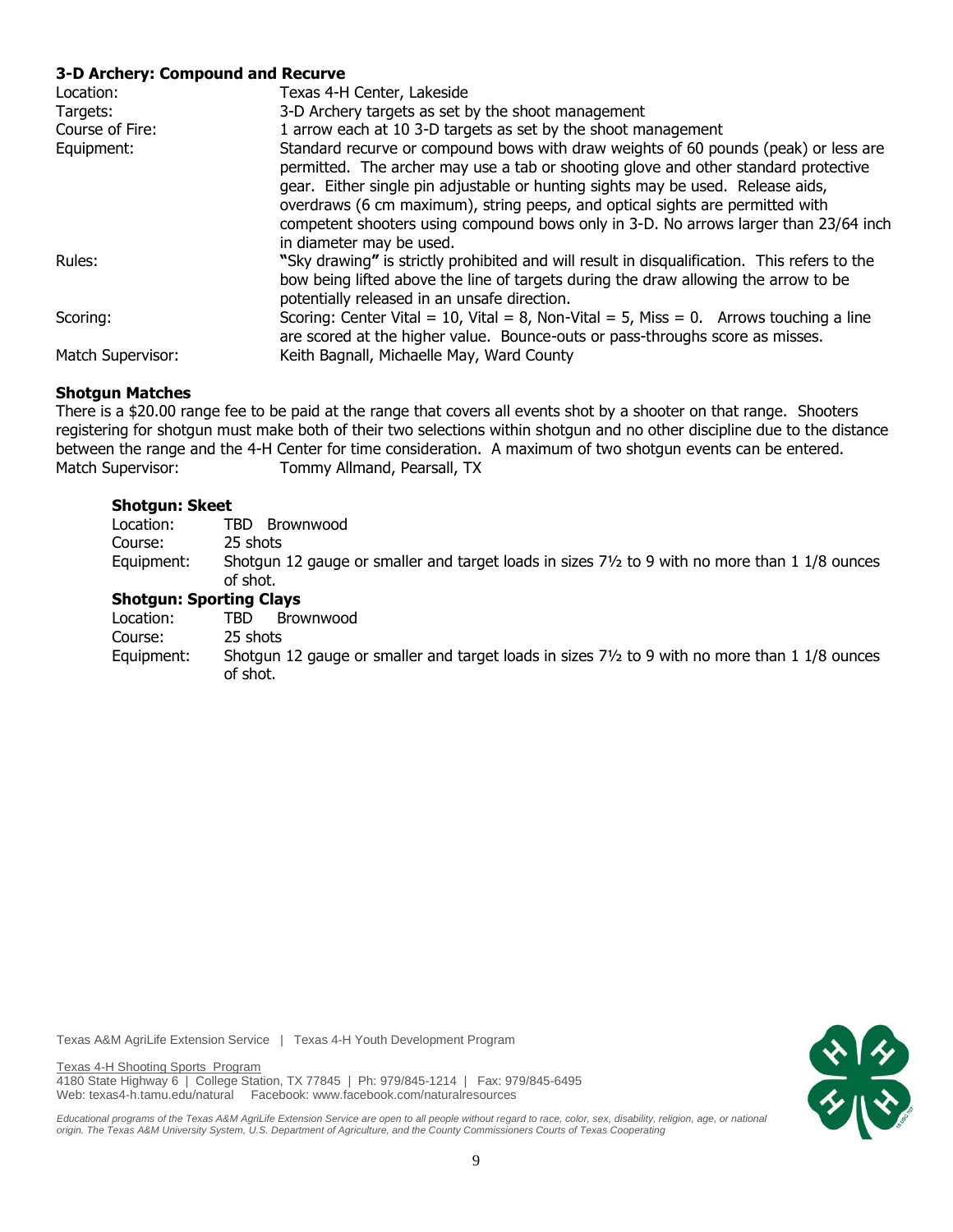### 3-D Archery: Compound and Recurve

| | |
|---|---|
| Location: | Texas 4-H Center, Lakeside |
| Targets: | 3-D Archery targets as set by the shoot management |
| Course of Fire: | 1 arrow each at 10 3-D targets as set by the shoot management |
| Equipment: | Standard recurve or compound bows with draw weights of 60 pounds (peak) or less are permitted. The archer may use a tab or shooting glove and other standard protective gear. Either single pin adjustable or hunting sights may be used. Release aids, overdraws (6 cm maximum), string peeps, and optical sights are permitted with competent shooters using compound bows only in 3-D. No arrows larger than 23/64 inch in diameter may be used. |
| Rules: | **"**Sky drawing**"** is strictly prohibited and will result in disqualification. This refers to the bow being lifted above the line of targets during the draw allowing the arrow to be potentially released in an unsafe direction. |
| Scoring: | Scoring: Center Vital = 10, Vital = 8, Non-Vital = 5, Miss = 0. Arrows touching a line are scored at the higher value. Bounce-outs or pass-throughs score as misses. |
| Match Supervisor: | Keith Bagnall, Michaelle May, Ward County |

### Shotgun Matches

There is a $20.00 range fee to be paid at the range that covers all events shot by a shooter on that range. Shooters registering for shotgun must make both of their two selections within shotgun and no other discipline due to the distance between the range and the 4-H Center for time consideration. A maximum of two shotgun events can be entered.

Match Supervisor: Tommy Allmand, Pearsall, TX

#### Shotgun: Skeet

| | |
|---|---|
| Location: | TBD Brownwood |
| Course: | 25 shots |
| Equipment: | Shotgun 12 gauge or smaller and target loads in sizes 7½ to 9 with no more than 1 1/8 ounces of shot. |

#### Shotgun: Sporting Clays

| | |
|---|---|
| Location: | TBD Brownwood |
| Course: | 25 shots |
| Equipment: | Shotgun 12 gauge or smaller and target loads in sizes 7½ to 9 with no more than 1 1/8 ounces of shot. |

Texas A&M AgriLife Extension Service | Texas 4-H Youth Development Program

Texas 4-H Shooting Sports Program
4180 State Highway 6 | College Station, TX 77845 | Ph: 979/845-1214 | Fax: 979/845-6495
Web: texas4-h.tamu.edu/natural Facebook: www.facebook.com/naturalresources

*Educational programs of the Texas A&M AgriLife Extension Service are open to all people without regard to race, color, sex, disability, religion, age, or national origin. The Texas A&M University System, U.S. Department of Agriculture, and the County Commissioners Courts of Texas Cooperating*